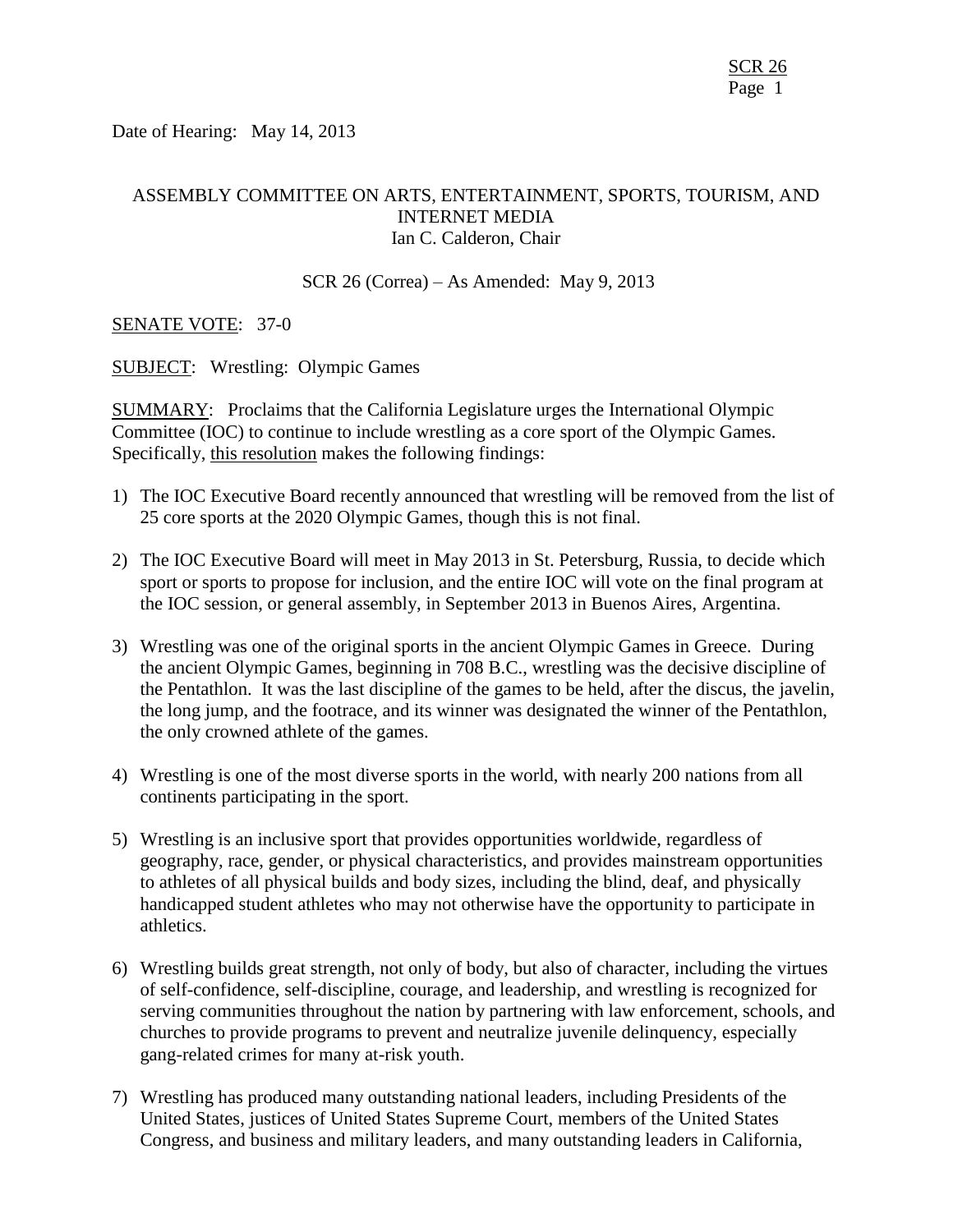Date of Hearing: May 14, 2013

ASSEMBLY COMMITTEE ON ARTS, ENTERTAINMENT, SPORTS, TOURISM, AND INTERNET MEDIA
Ian C. Calderon, Chair

SCR 26 (Correa) – As Amended: May 9, 2013

SENATE VOTE: 37-0

SUBJECT: Wrestling: Olympic Games

SUMMARY: Proclaims that the California Legislature urges the International Olympic Committee (IOC) to continue to include wrestling as a core sport of the Olympic Games. Specifically, this resolution makes the following findings:

1) The IOC Executive Board recently announced that wrestling will be removed from the list of 25 core sports at the 2020 Olympic Games, though this is not final.

2) The IOC Executive Board will meet in May 2013 in St. Petersburg, Russia, to decide which sport or sports to propose for inclusion, and the entire IOC will vote on the final program at the IOC session, or general assembly, in September 2013 in Buenos Aires, Argentina.

3) Wrestling was one of the original sports in the ancient Olympic Games in Greece. During the ancient Olympic Games, beginning in 708 B.C., wrestling was the decisive discipline of the Pentathlon. It was the last discipline of the games to be held, after the discus, the javelin, the long jump, and the footrace, and its winner was designated the winner of the Pentathlon, the only crowned athlete of the games.

4) Wrestling is one of the most diverse sports in the world, with nearly 200 nations from all continents participating in the sport.

5) Wrestling is an inclusive sport that provides opportunities worldwide, regardless of geography, race, gender, or physical characteristics, and provides mainstream opportunities to athletes of all physical builds and body sizes, including the blind, deaf, and physically handicapped student athletes who may not otherwise have the opportunity to participate in athletics.

6) Wrestling builds great strength, not only of body, but also of character, including the virtues of self-confidence, self-discipline, courage, and leadership, and wrestling is recognized for serving communities throughout the nation by partnering with law enforcement, schools, and churches to provide programs to prevent and neutralize juvenile delinquency, especially gang-related crimes for many at-risk youth.

7) Wrestling has produced many outstanding national leaders, including Presidents of the United States, justices of United States Supreme Court, members of the United States Congress, and business and military leaders, and many outstanding leaders in California,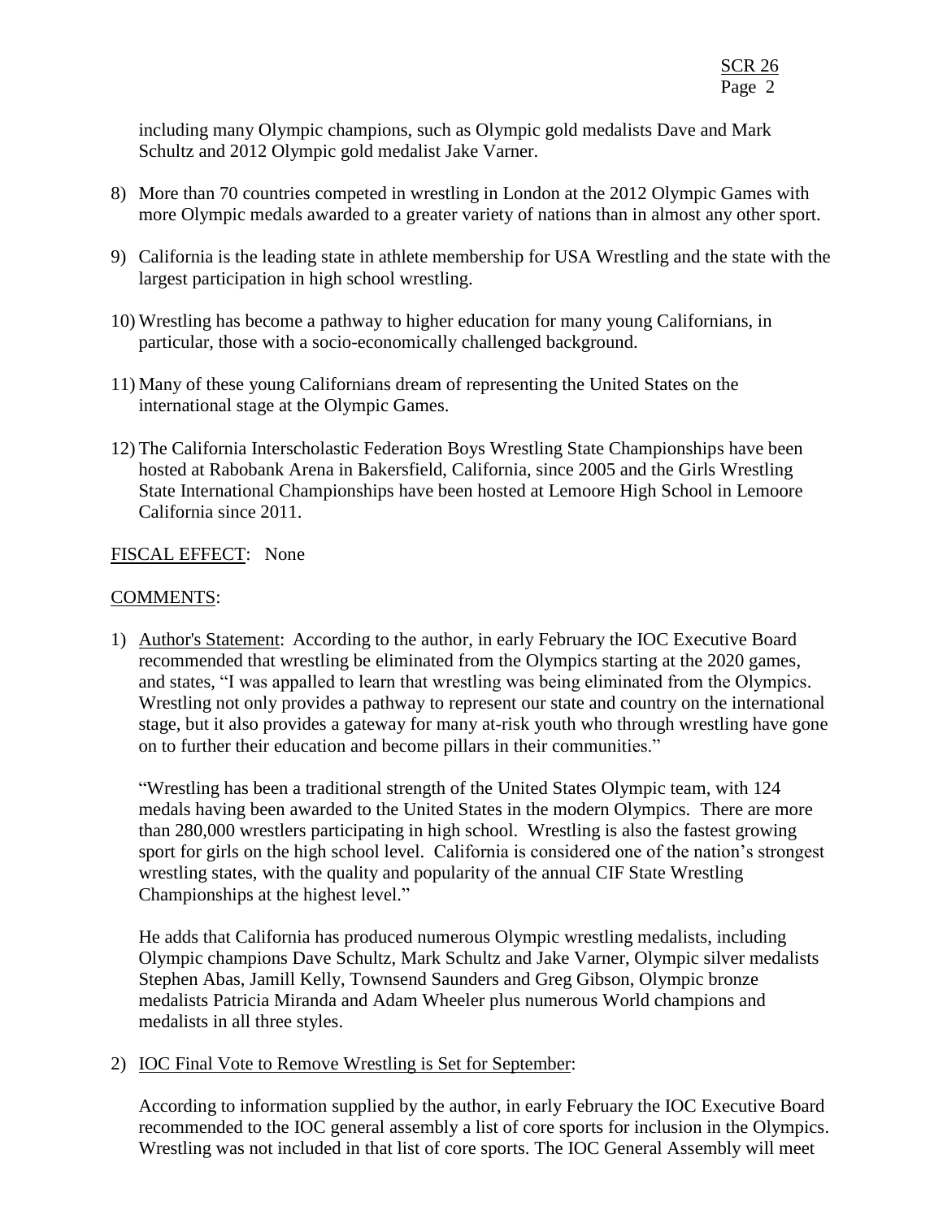including many Olympic champions, such as Olympic gold medalists Dave and Mark Schultz and 2012 Olympic gold medalist Jake Varner.

8) More than 70 countries competed in wrestling in London at the 2012 Olympic Games with more Olympic medals awarded to a greater variety of nations than in almost any other sport.

9) California is the leading state in athlete membership for USA Wrestling and the state with the largest participation in high school wrestling.

10) Wrestling has become a pathway to higher education for many young Californians, in particular, those with a socio-economically challenged background.

11) Many of these young Californians dream of representing the United States on the international stage at the Olympic Games.

12) The California Interscholastic Federation Boys Wrestling State Championships have been hosted at Rabobank Arena in Bakersfield, California, since 2005 and the Girls Wrestling State International Championships have been hosted at Lemoore High School in Lemoore California since 2011.

FISCAL EFFECT: None

COMMENTS:

1) Author's Statement: According to the author, in early February the IOC Executive Board recommended that wrestling be eliminated from the Olympics starting at the 2020 games, and states, "I was appalled to learn that wrestling was being eliminated from the Olympics. Wrestling not only provides a pathway to represent our state and country on the international stage, but it also provides a gateway for many at-risk youth who through wrestling have gone on to further their education and become pillars in their communities."

   "Wrestling has been a traditional strength of the United States Olympic team, with 124 medals having been awarded to the United States in the modern Olympics. There are more than 280,000 wrestlers participating in high school. Wrestling is also the fastest growing sport for girls on the high school level. California is considered one of the nation's strongest wrestling states, with the quality and popularity of the annual CIF State Wrestling Championships at the highest level."

   He adds that California has produced numerous Olympic wrestling medalists, including Olympic champions Dave Schultz, Mark Schultz and Jake Varner, Olympic silver medalists Stephen Abas, Jamill Kelly, Townsend Saunders and Greg Gibson, Olympic bronze medalists Patricia Miranda and Adam Wheeler plus numerous World champions and medalists in all three styles.

2) IOC Final Vote to Remove Wrestling is Set for September:

   According to information supplied by the author, in early February the IOC Executive Board recommended to the IOC general assembly a list of core sports for inclusion in the Olympics. Wrestling was not included in that list of core sports. The IOC General Assembly will meet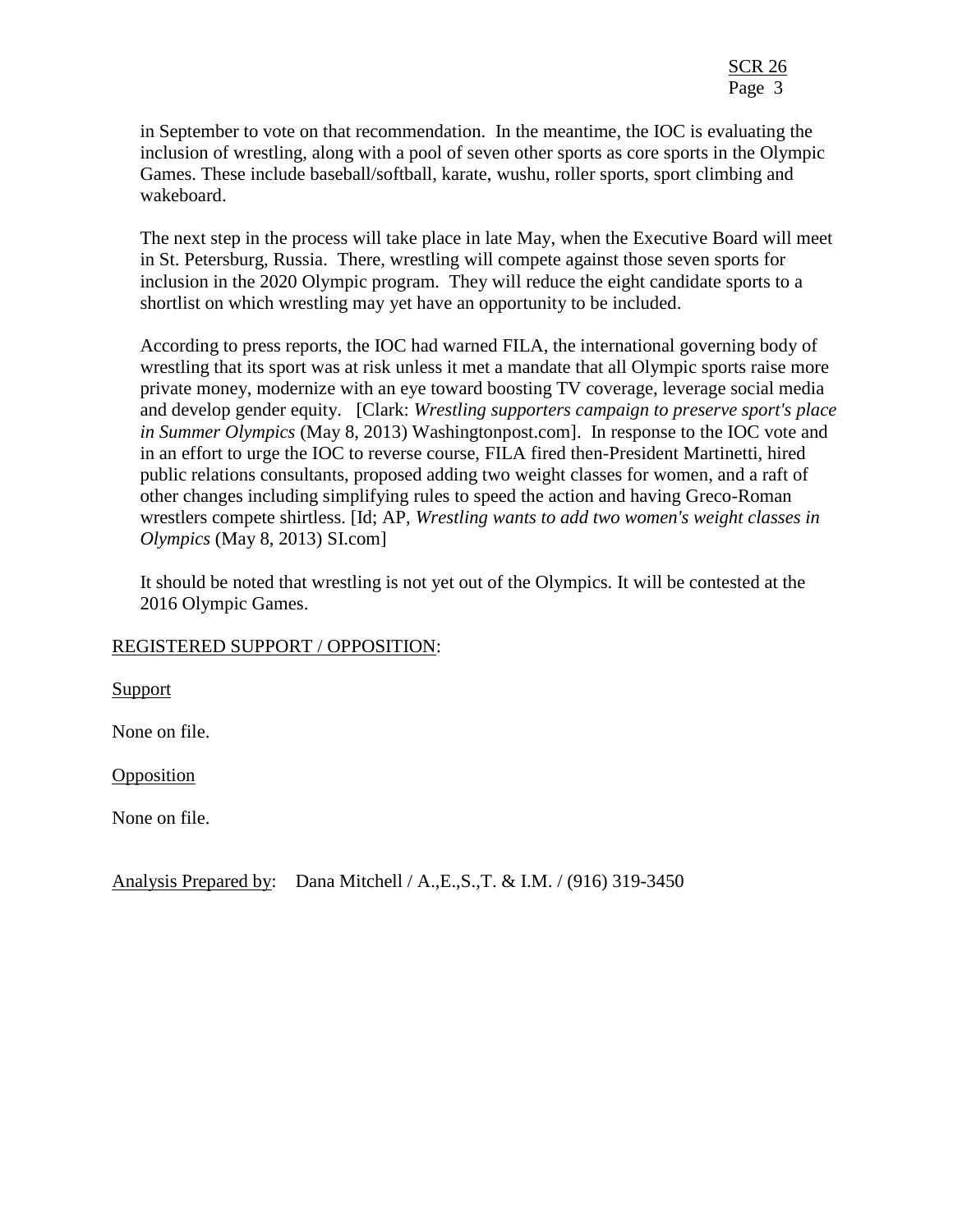in September to vote on that recommendation. In the meantime, the IOC is evaluating the inclusion of wrestling, along with a pool of seven other sports as core sports in the Olympic Games. These include baseball/softball, karate, wushu, roller sports, sport climbing and wakeboard.

The next step in the process will take place in late May, when the Executive Board will meet in St. Petersburg, Russia. There, wrestling will compete against those seven sports for inclusion in the 2020 Olympic program. They will reduce the eight candidate sports to a shortlist on which wrestling may yet have an opportunity to be included.

According to press reports, the IOC had warned FILA, the international governing body of wrestling that its sport was at risk unless it met a mandate that all Olympic sports raise more private money, modernize with an eye toward boosting TV coverage, leverage social media and develop gender equity. [Clark: *Wrestling supporters campaign to preserve sport's place in Summer Olympics* (May 8, 2013) Washingtonpost.com]. In response to the IOC vote and in an effort to urge the IOC to reverse course, FILA fired then-President Martinetti, hired public relations consultants, proposed adding two weight classes for women, and a raft of other changes including simplifying rules to speed the action and having Greco-Roman wrestlers compete shirtless. [Id; AP, *Wrestling wants to add two women's weight classes in Olympics* (May 8, 2013) SI.com]

It should be noted that wrestling is not yet out of the Olympics. It will be contested at the 2016 Olympic Games.

REGISTERED SUPPORT / OPPOSITION:

Support

None on file.

Opposition

None on file.

Analysis Prepared by: Dana Mitchell / A.,E.,S.,T. & I.M. / (916) 319-3450